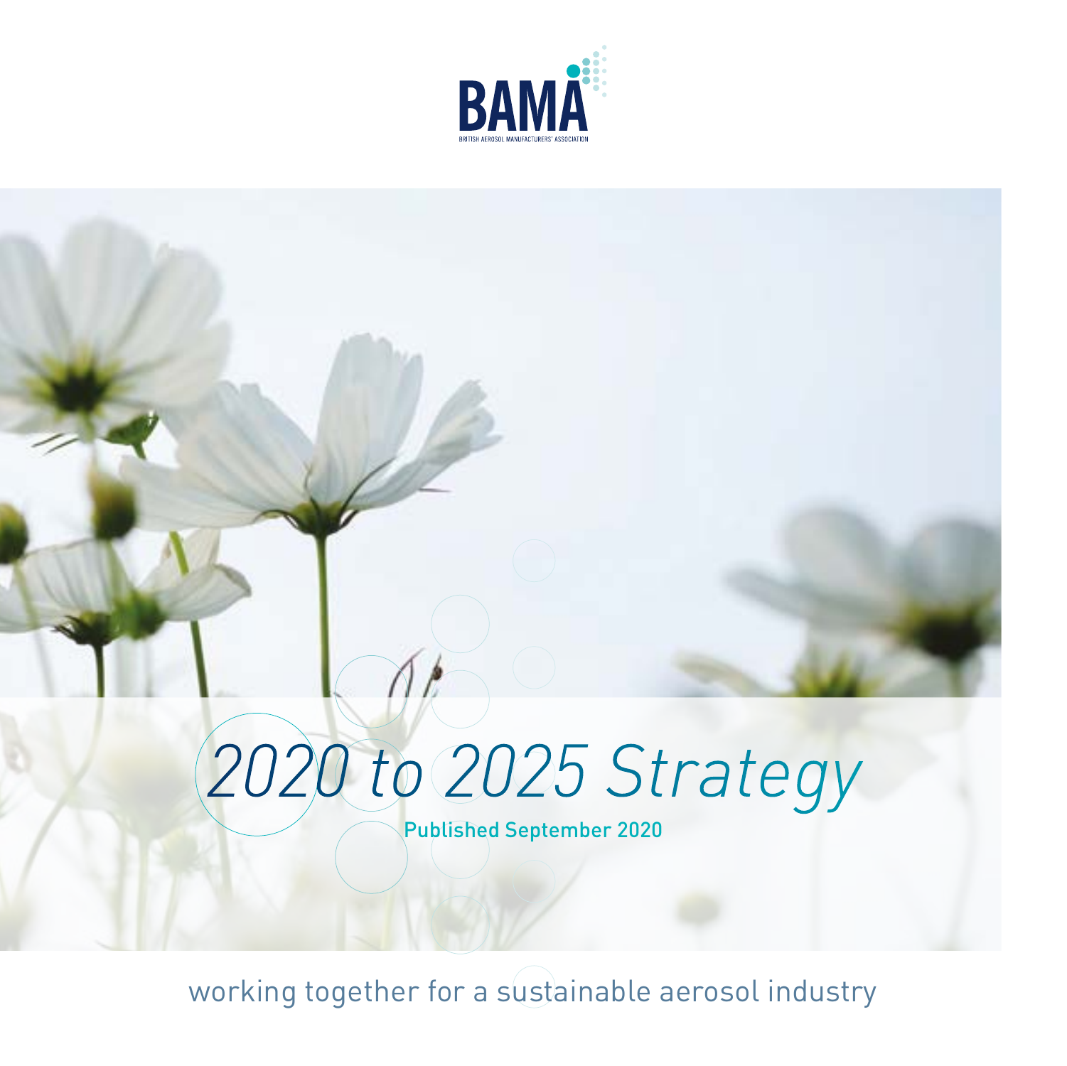BAMA

BRITISH AEROSOL MANUFACTURERS' ASSOCIATION

# *2020 to 2025 Strategy*

Published September 2020

working together for a sustainable aerosol industry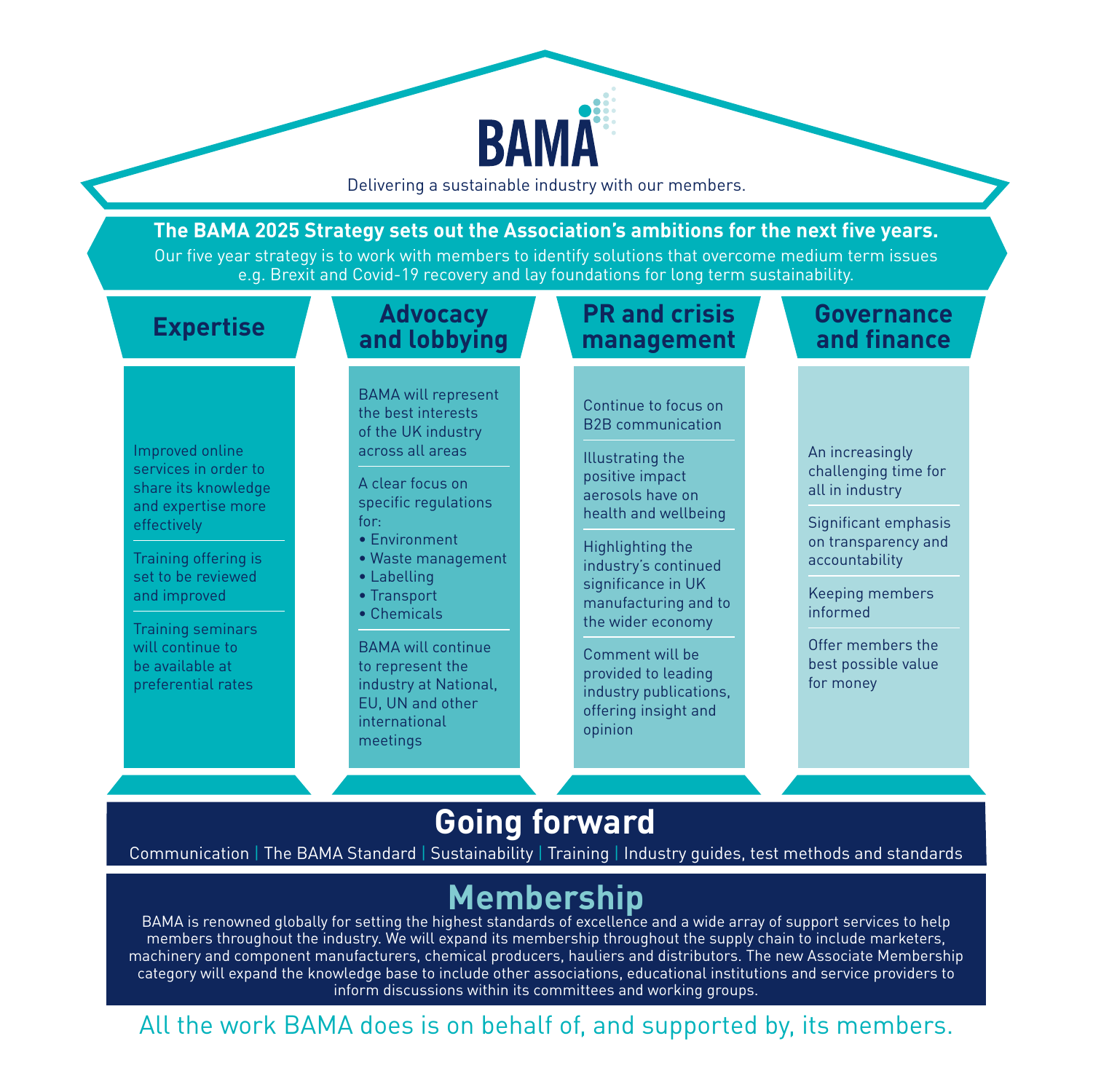# BAMA

Delivering a sustainable industry with our members.

**The BAMA 2025 Strategy sets out the Association's ambitions for the next five years.**

Our five year strategy is to work with members to identify solutions that overcome medium term issues e.g. Brexit and Covid-19 recovery and lay foundations for long term sustainability.

## Expertise

- Improved online services in order to share its knowledge and expertise more effectively
- Training offering is set to be reviewed and improved
- Training seminars will continue to be available at preferential rates

## Advocacy and lobbying

- BAMA will represent the best interests of the UK industry across all areas
- A clear focus on specific regulations for:
  - Environment
  - Waste management
  - Labelling
  - Transport
  - Chemicals
- BAMA will continue to represent the industry at National, EU, UN and other international meetings

## PR and crisis management

- Continue to focus on B2B communication
- Illustrating the positive impact aerosols have on health and wellbeing
- Highlighting the industry's continued significance in UK manufacturing and to the wider economy
- Comment will be provided to leading industry publications, offering insight and opinion

## Governance and finance

- An increasingly challenging time for all in industry
- Significant emphasis on transparency and accountability
- Keeping members informed
- Offer members the best possible value for money

## Going forward

Communication | The BAMA Standard | Sustainability | Training | Industry guides, test methods and standards

## Membership

BAMA is renowned globally for setting the highest standards of excellence and a wide array of support services to help members throughout the industry. We will expand its membership throughout the supply chain to include marketers, machinery and component manufacturers, chemical producers, hauliers and distributors. The new Associate Membership category will expand the knowledge base to include other associations, educational institutions and service providers to inform discussions within its committees and working groups.

All the work BAMA does is on behalf of, and supported by, its members.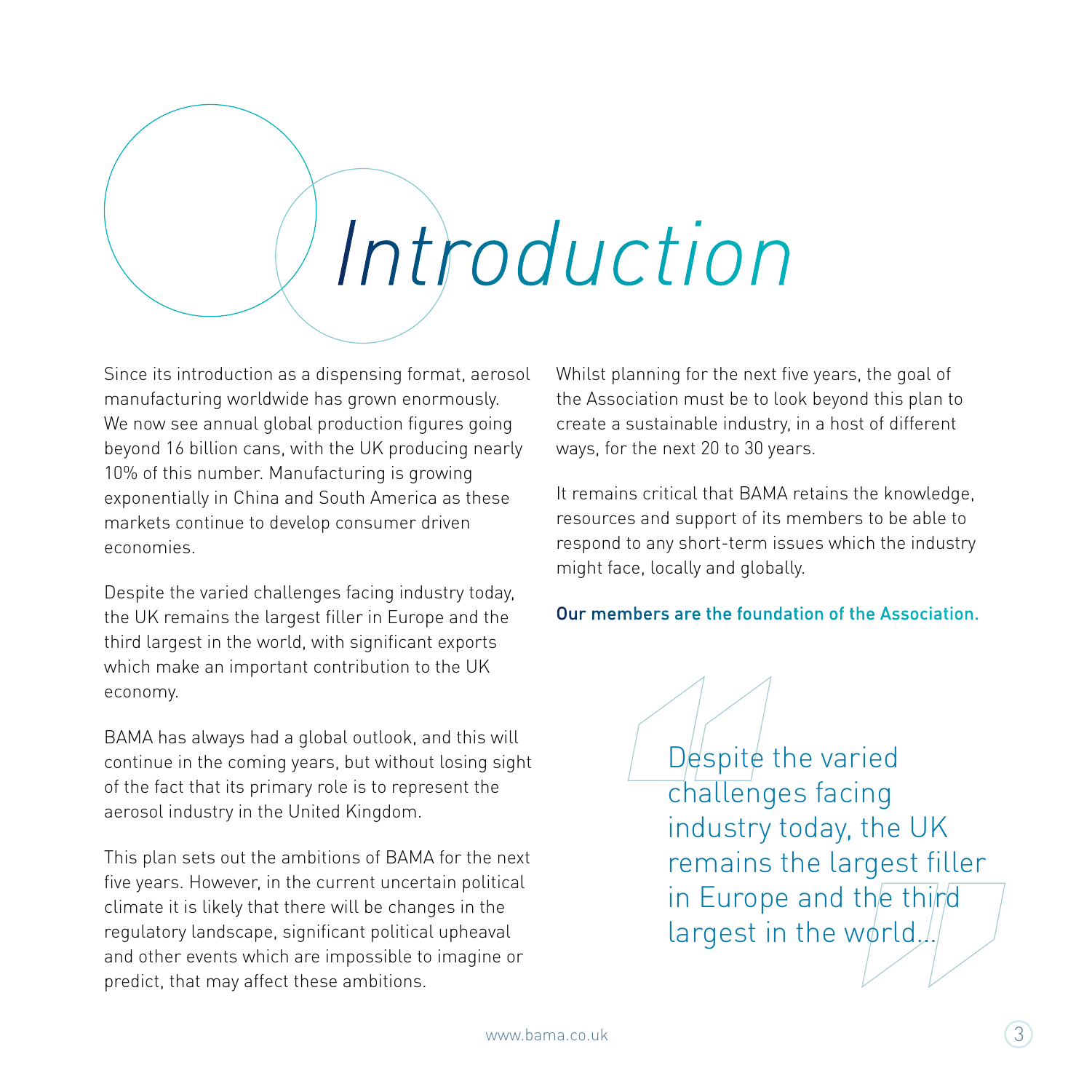# Introduction

Since its introduction as a dispensing format, aerosol manufacturing worldwide has grown enormously. We now see annual global production figures going beyond 16 billion cans, with the UK producing nearly 10% of this number. Manufacturing is growing exponentially in China and South America as these markets continue to develop consumer driven economies.

Despite the varied challenges facing industry today, the UK remains the largest filler in Europe and the third largest in the world, with significant exports which make an important contribution to the UK economy.

BAMA has always had a global outlook, and this will continue in the coming years, but without losing sight of the fact that its primary role is to represent the aerosol industry in the United Kingdom.

This plan sets out the ambitions of BAMA for the next five years. However, in the current uncertain political climate it is likely that there will be changes in the regulatory landscape, significant political upheaval and other events which are impossible to imagine or predict, that may affect these ambitions.

Whilst planning for the next five years, the goal of the Association must be to look beyond this plan to create a sustainable industry, in a host of different ways, for the next 20 to 30 years.

It remains critical that BAMA retains the knowledge, resources and support of its members to be able to respond to any short-term issues which the industry might face, locally and globally.

**Our members are the foundation of the Association.**

> Despite the varied challenges facing industry today, the UK remains the largest filler in Europe and the third largest in the world...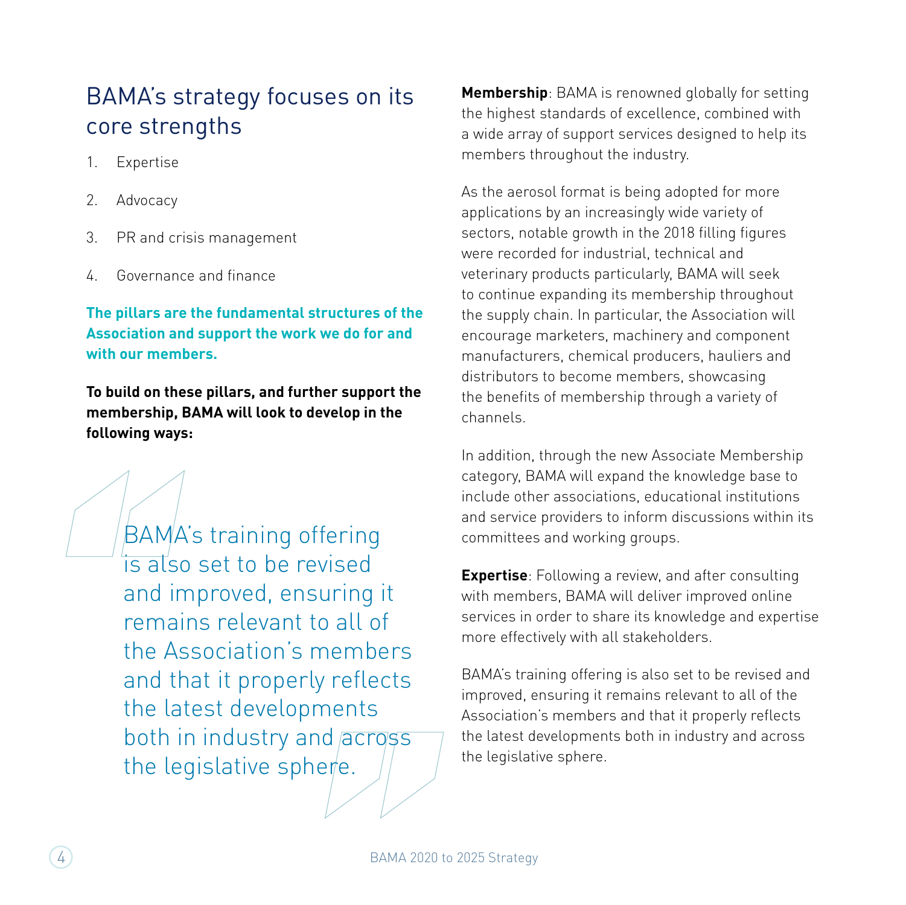## BAMA's strategy focuses on its core strengths

1. Expertise
2. Advocacy
3. PR and crisis management
4. Governance and finance

**The pillars are the fundamental structures of the Association and support the work we do for and with our members.**

**To build on these pillars, and further support the membership, BAMA will look to develop in the following ways:**

> BAMA's training offering is also set to be revised and improved, ensuring it remains relevant to all of the Association's members and that it properly reflects the latest developments both in industry and across the legislative sphere.

**Membership**: BAMA is renowned globally for setting the highest standards of excellence, combined with a wide array of support services designed to help its members throughout the industry.

As the aerosol format is being adopted for more applications by an increasingly wide variety of sectors, notable growth in the 2018 filling figures were recorded for industrial, technical and veterinary products particularly, BAMA will seek to continue expanding its membership throughout the supply chain. In particular, the Association will encourage marketers, machinery and component manufacturers, chemical producers, hauliers and distributors to become members, showcasing the benefits of membership through a variety of channels.

In addition, through the new Associate Membership category, BAMA will expand the knowledge base to include other associations, educational institutions and service providers to inform discussions within its committees and working groups.

**Expertise**: Following a review, and after consulting with members, BAMA will deliver improved online services in order to share its knowledge and expertise more effectively with all stakeholders.

BAMA's training offering is also set to be revised and improved, ensuring it remains relevant to all of the Association's members and that it properly reflects the latest developments both in industry and across the legislative sphere.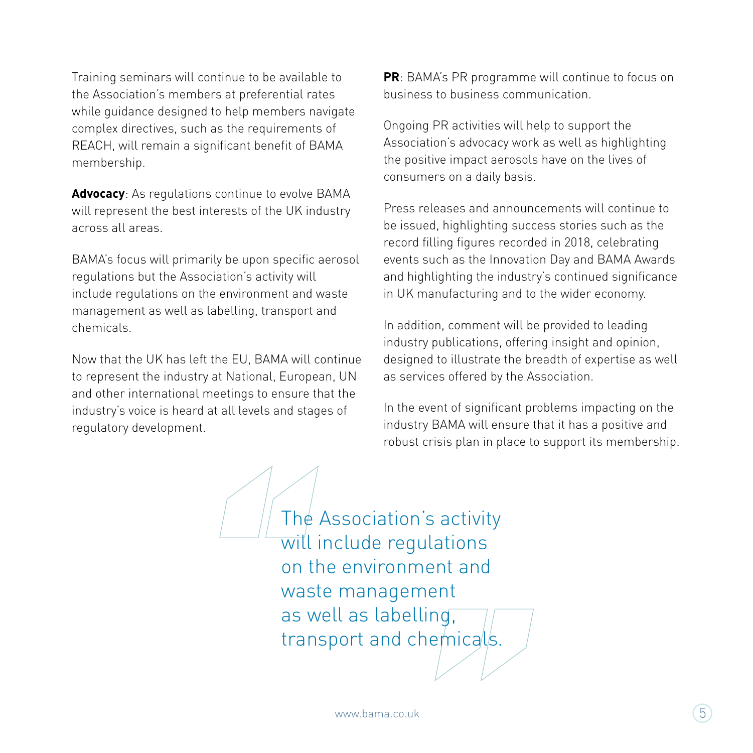Training seminars will continue to be available to the Association's members at preferential rates while guidance designed to help members navigate complex directives, such as the requirements of REACH, will remain a significant benefit of BAMA membership.

**Advocacy**: As regulations continue to evolve BAMA will represent the best interests of the UK industry across all areas.

BAMA's focus will primarily be upon specific aerosol regulations but the Association's activity will include regulations on the environment and waste management as well as labelling, transport and chemicals.

Now that the UK has left the EU, BAMA will continue to represent the industry at National, European, UN and other international meetings to ensure that the industry's voice is heard at all levels and stages of regulatory development.

**PR**: BAMA's PR programme will continue to focus on business to business communication.

Ongoing PR activities will help to support the Association's advocacy work as well as highlighting the positive impact aerosols have on the lives of consumers on a daily basis.

Press releases and announcements will continue to be issued, highlighting success stories such as the record filling figures recorded in 2018, celebrating events such as the Innovation Day and BAMA Awards and highlighting the industry's continued significance in UK manufacturing and to the wider economy.

In addition, comment will be provided to leading industry publications, offering insight and opinion, designed to illustrate the breadth of expertise as well as services offered by the Association.

In the event of significant problems impacting on the industry BAMA will ensure that it has a positive and robust crisis plan in place to support its membership.

> The Association's activity will include regulations on the environment and waste management as well as labelling, transport and chemicals.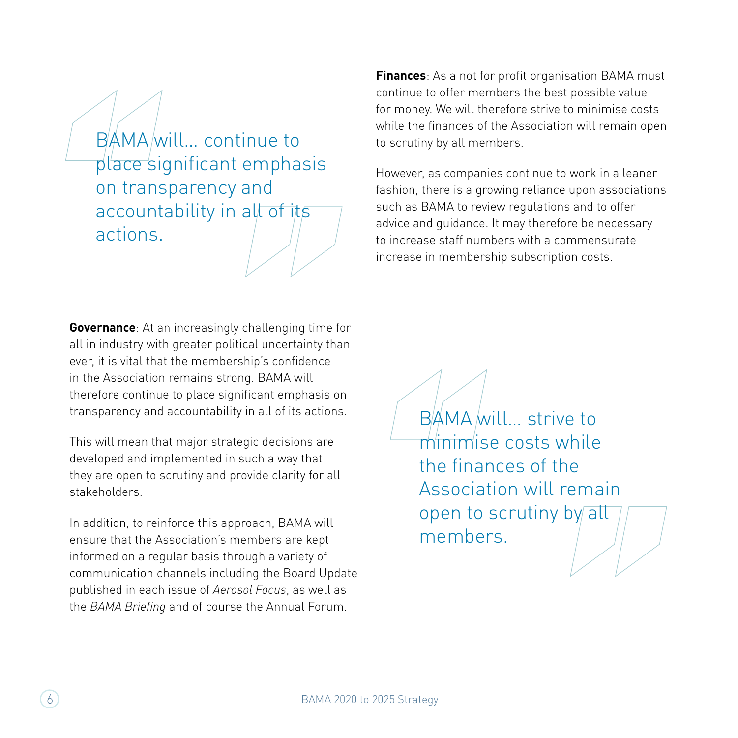> BAMA will… continue to place significant emphasis on transparency and accountability in all of its actions.

**Governance**: At an increasingly challenging time for all in industry with greater political uncertainty than ever, it is vital that the membership's confidence in the Association remains strong. BAMA will therefore continue to place significant emphasis on transparency and accountability in all of its actions.

This will mean that major strategic decisions are developed and implemented in such a way that they are open to scrutiny and provide clarity for all stakeholders.

In addition, to reinforce this approach, BAMA will ensure that the Association's members are kept informed on a regular basis through a variety of communication channels including the Board Update published in each issue of *Aerosol Focus*, as well as the *BAMA Briefing* and of course the Annual Forum.

**Finances**: As a not for profit organisation BAMA must continue to offer members the best possible value for money. We will therefore strive to minimise costs while the finances of the Association will remain open to scrutiny by all members.

However, as companies continue to work in a leaner fashion, there is a growing reliance upon associations such as BAMA to review regulations and to offer advice and guidance. It may therefore be necessary to increase staff numbers with a commensurate increase in membership subscription costs.

> BAMA will… strive to minimise costs while the finances of the Association will remain open to scrutiny by all members.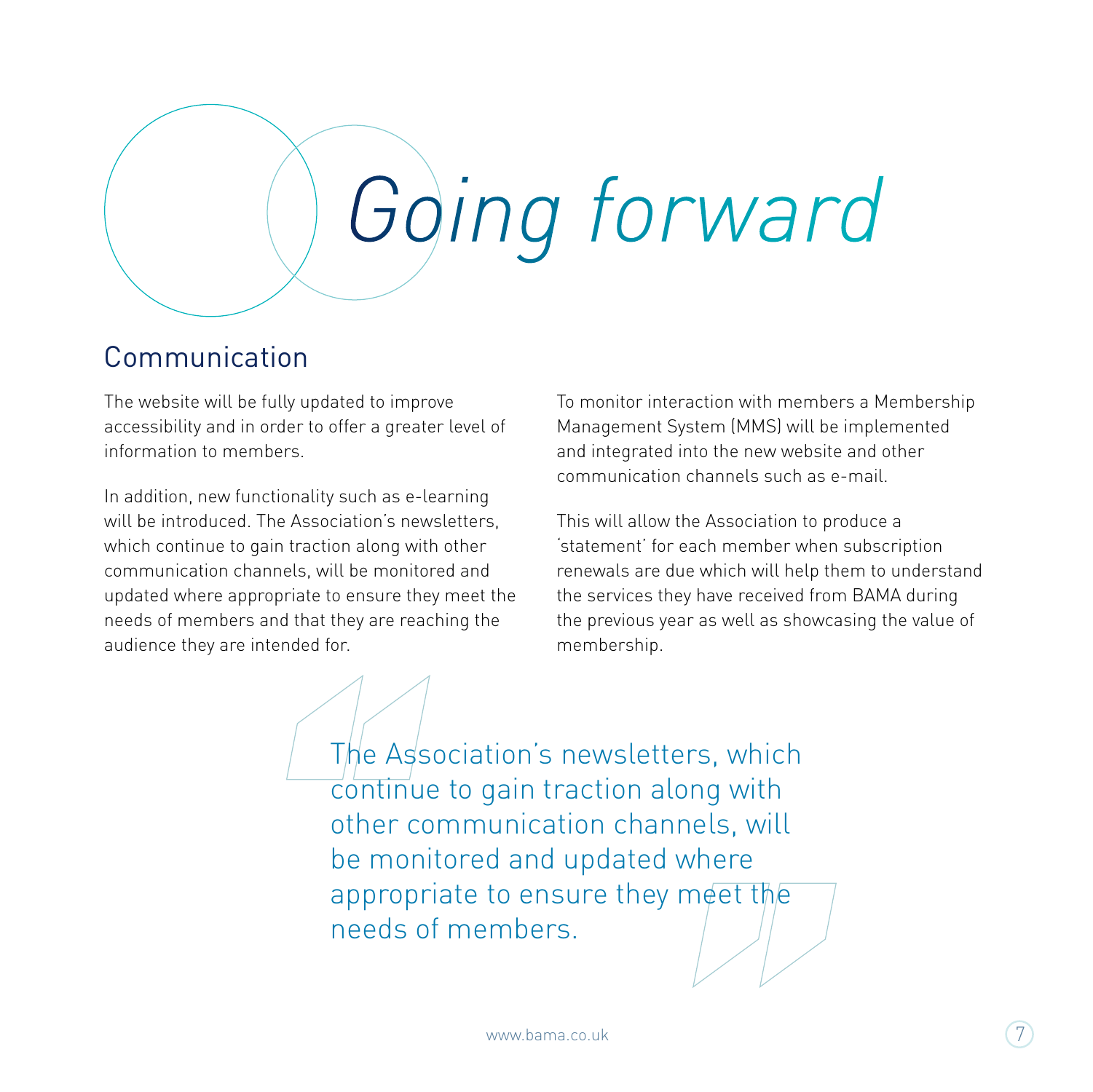# *Going forward*

## Communication

The website will be fully updated to improve accessibility and in order to offer a greater level of information to members.

In addition, new functionality such as e-learning will be introduced. The Association's newsletters, which continue to gain traction along with other communication channels, will be monitored and updated where appropriate to ensure they meet the needs of members and that they are reaching the audience they are intended for.

To monitor interaction with members a Membership Management System (MMS) will be implemented and integrated into the new website and other communication channels such as e-mail.

This will allow the Association to produce a 'statement' for each member when subscription renewals are due which will help them to understand the services they have received from BAMA during the previous year as well as showcasing the value of membership.

> The Association's newsletters, which continue to gain traction along with other communication channels, will be monitored and updated where appropriate to ensure they meet the needs of members.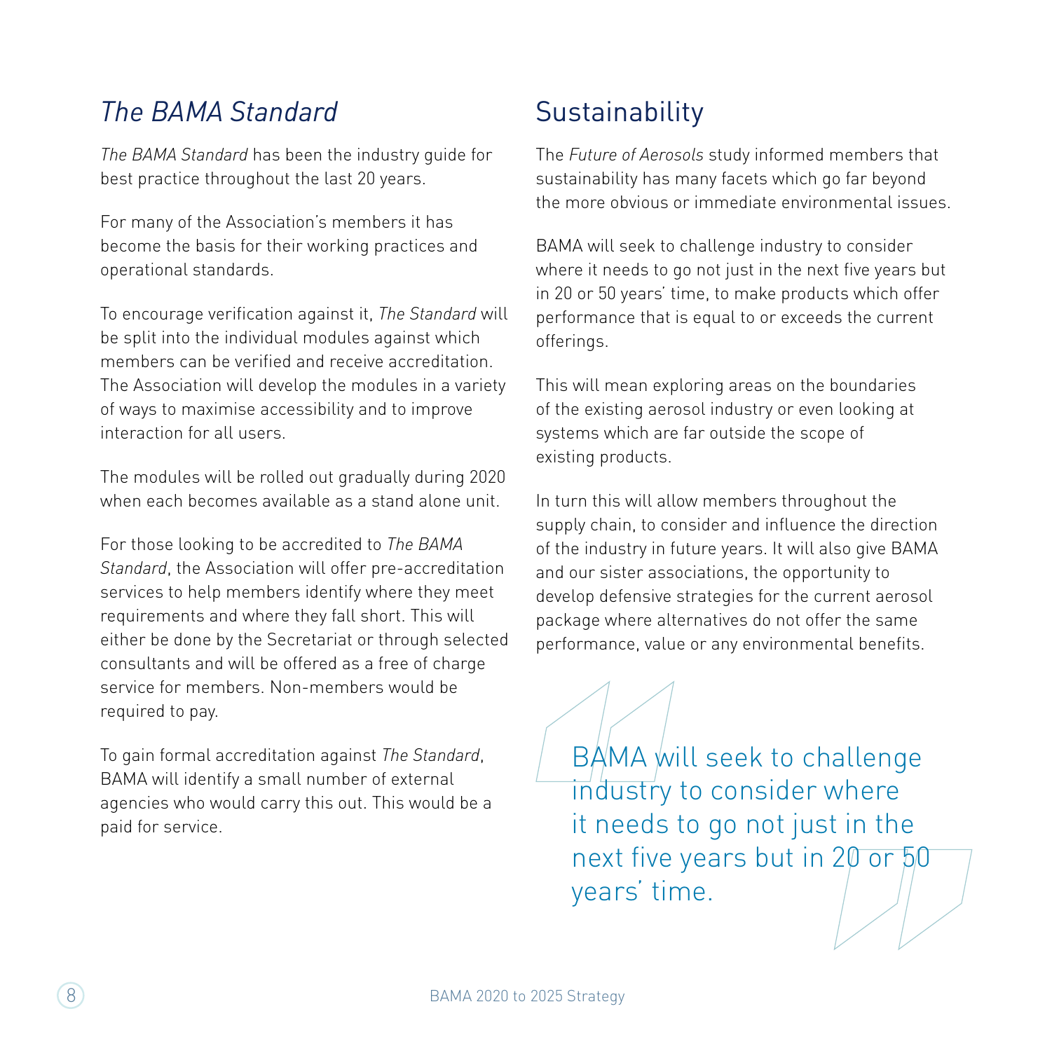## *The BAMA Standard*

*The BAMA Standard* has been the industry guide for best practice throughout the last 20 years.

For many of the Association's members it has become the basis for their working practices and operational standards.

To encourage verification against it, *The Standard* will be split into the individual modules against which members can be verified and receive accreditation. The Association will develop the modules in a variety of ways to maximise accessibility and to improve interaction for all users.

The modules will be rolled out gradually during 2020 when each becomes available as a stand alone unit.

For those looking to be accredited to *The BAMA Standard*, the Association will offer pre-accreditation services to help members identify where they meet requirements and where they fall short. This will either be done by the Secretariat or through selected consultants and will be offered as a free of charge service for members. Non-members would be required to pay.

To gain formal accreditation against *The Standard*, BAMA will identify a small number of external agencies who would carry this out. This would be a paid for service.

## Sustainability

The *Future of Aerosols* study informed members that sustainability has many facets which go far beyond the more obvious or immediate environmental issues.

BAMA will seek to challenge industry to consider where it needs to go not just in the next five years but in 20 or 50 years' time, to make products which offer performance that is equal to or exceeds the current offerings.

This will mean exploring areas on the boundaries of the existing aerosol industry or even looking at systems which are far outside the scope of existing products.

In turn this will allow members throughout the supply chain, to consider and influence the direction of the industry in future years. It will also give BAMA and our sister associations, the opportunity to develop defensive strategies for the current aerosol package where alternatives do not offer the same performance, value or any environmental benefits.

> BAMA will seek to challenge industry to consider where it needs to go not just in the next five years but in 20 or 50 years' time.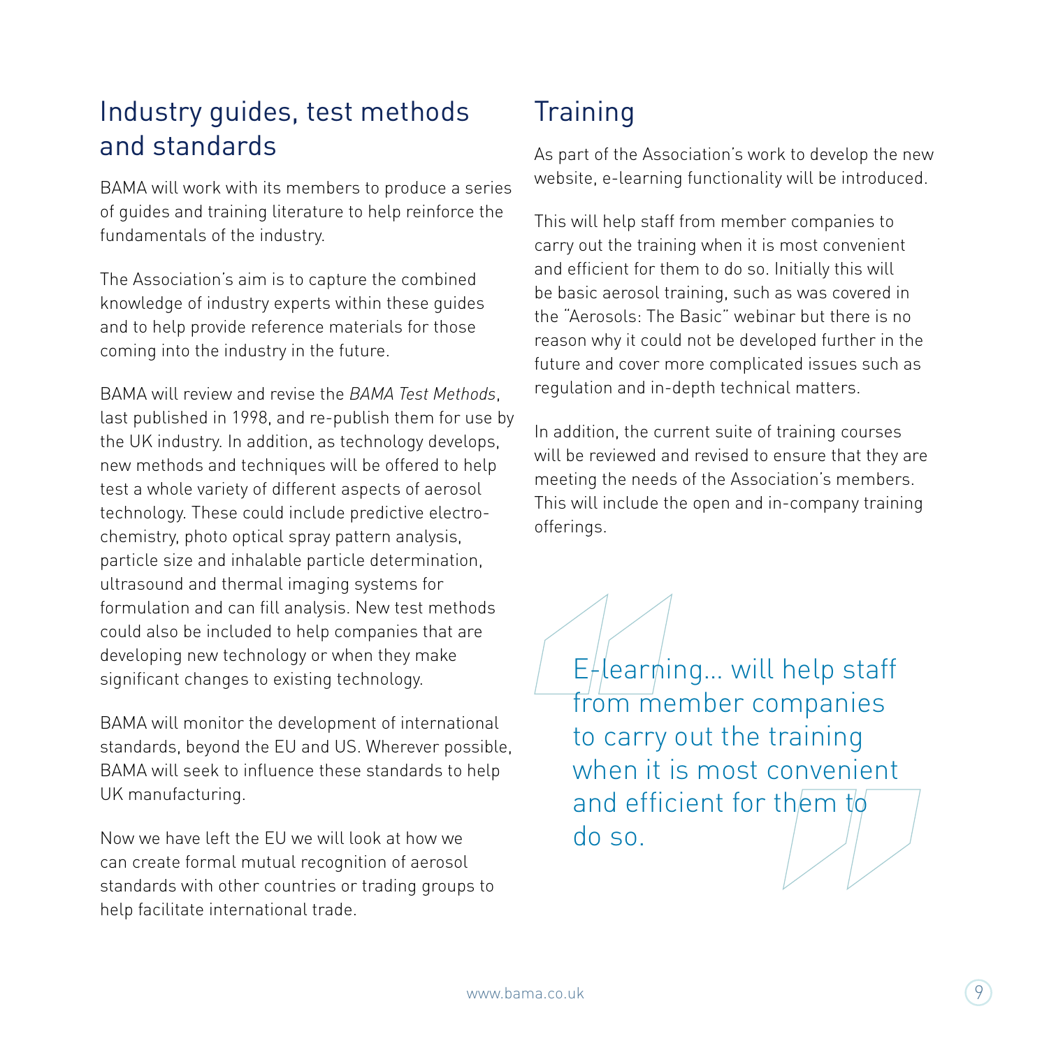## Industry guides, test methods and standards

BAMA will work with its members to produce a series of guides and training literature to help reinforce the fundamentals of the industry.

The Association's aim is to capture the combined knowledge of industry experts within these guides and to help provide reference materials for those coming into the industry in the future.

BAMA will review and revise the *BAMA Test Methods*, last published in 1998, and re-publish them for use by the UK industry. In addition, as technology develops, new methods and techniques will be offered to help test a whole variety of different aspects of aerosol technology. These could include predictive electro-chemistry, photo optical spray pattern analysis, particle size and inhalable particle determination, ultrasound and thermal imaging systems for formulation and can fill analysis. New test methods could also be included to help companies that are developing new technology or when they make significant changes to existing technology.

BAMA will monitor the development of international standards, beyond the EU and US. Wherever possible, BAMA will seek to influence these standards to help UK manufacturing.

Now we have left the EU we will look at how we can create formal mutual recognition of aerosol standards with other countries or trading groups to help facilitate international trade.

## Training

As part of the Association's work to develop the new website, e-learning functionality will be introduced.

This will help staff from member companies to carry out the training when it is most convenient and efficient for them to do so. Initially this will be basic aerosol training, such as was covered in the "Aerosols: The Basic" webinar but there is no reason why it could not be developed further in the future and cover more complicated issues such as regulation and in-depth technical matters.

In addition, the current suite of training courses will be reviewed and revised to ensure that they are meeting the needs of the Association's members. This will include the open and in-company training offerings.

> E-learning... will help staff from member companies to carry out the training when it is most convenient and efficient for them to do so.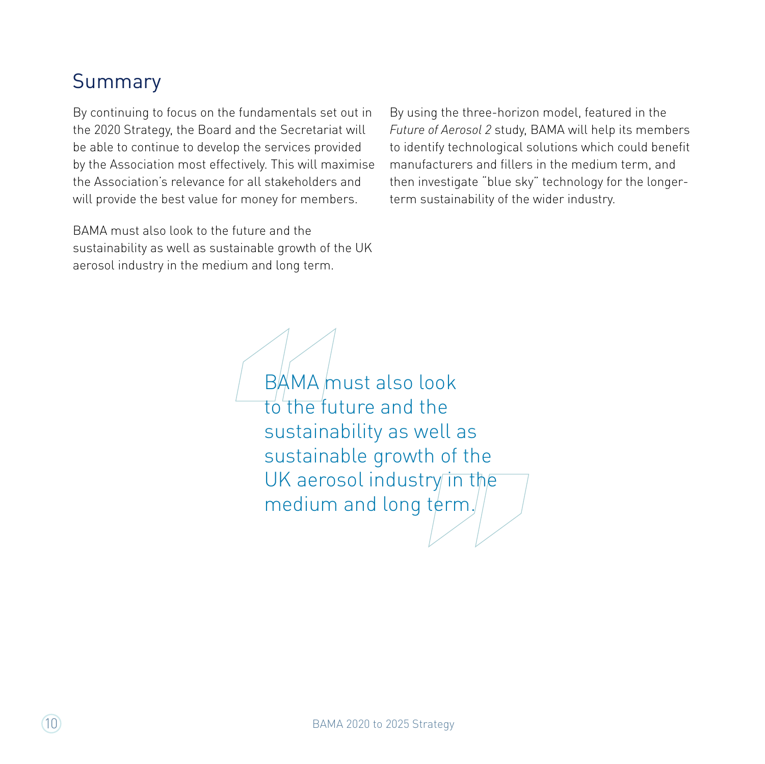## Summary

By continuing to focus on the fundamentals set out in the 2020 Strategy, the Board and the Secretariat will be able to continue to develop the services provided by the Association most effectively. This will maximise the Association's relevance for all stakeholders and will provide the best value for money for members.

BAMA must also look to the future and the sustainability as well as sustainable growth of the UK aerosol industry in the medium and long term.

By using the three-horizon model, featured in the *Future of Aerosol 2* study, BAMA will help its members to identify technological solutions which could benefit manufacturers and fillers in the medium term, and then investigate "blue sky" technology for the longer-term sustainability of the wider industry.

> BAMA must also look to the future and the sustainability as well as sustainable growth of the UK aerosol industry in the medium and long term.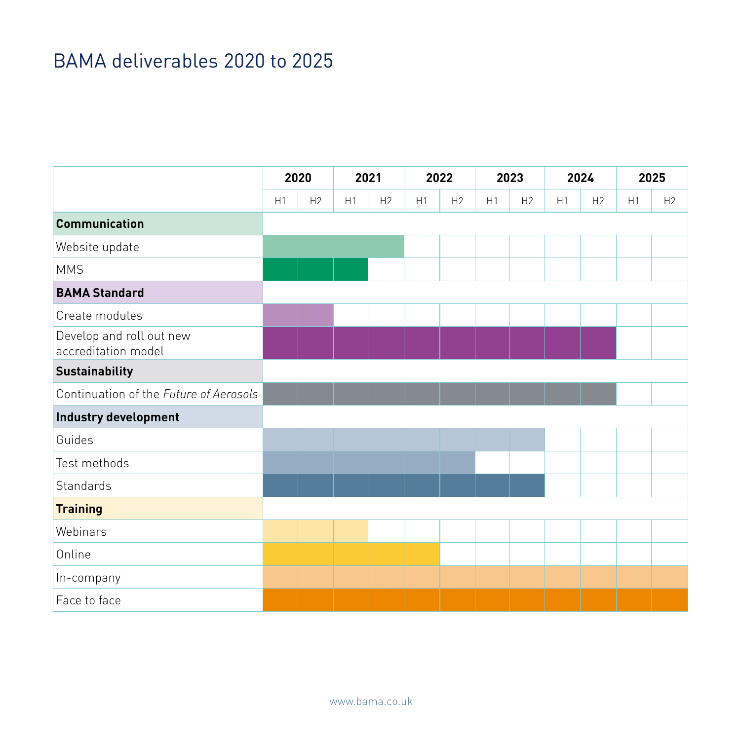# BAMA deliverables 2020 to 2025

| | 2020 | | 2021 | | 2022 | | 2023 | | 2024 | | 2025 | |
|---|---|---|---|---|---|---|---|---|---|---|---|---|
| | H1 | H2 | H1 | H2 | H1 | H2 | H1 | H2 | H1 | H2 | H1 | H2 |
| **Communication** | | | | | | | | | | | | |
| Website update | ■ | ■ | ■ | ■ | | | | | | | | |
| MMS | ■ | ■ | ■ | | | | | | | | | |
| **BAMA Standard** | | | | | | | | | | | | |
| Create modules | ■ | ■ | | | | | | | | | | |
| Develop and roll out new accreditation model | ■ | ■ | ■ | ■ | ■ | ■ | ■ | ■ | ■ | ■ | | |
| **Sustainability** | | | | | | | | | | | | |
| Continuation of the *Future of Aerosols* | ■ | ■ | ■ | ■ | ■ | ■ | ■ | ■ | ■ | ■ | | |
| **Industry development** | | | | | | | | | | | | |
| Guides | ■ | ■ | ■ | ■ | ■ | ■ | ■ | ■ | | | | |
| Test methods | ■ | ■ | ■ | ■ | ■ | ■ | | | | | | |
| Standards | ■ | ■ | ■ | ■ | ■ | ■ | ■ | ■ | | | | |
| **Training** | | | | | | | | | | | | |
| Webinars | ■ | ■ | ■ | | | | | | | | | |
| Online | ■ | ■ | ■ | ■ | ■ | | | | | | | |
| In-company | ■ | ■ | ■ | ■ | ■ | ■ | ■ | ■ | ■ | ■ | ■ | ■ |
| Face to face | ■ | ■ | ■ | ■ | ■ | ■ | ■ | ■ | ■ | ■ | ■ | ■ |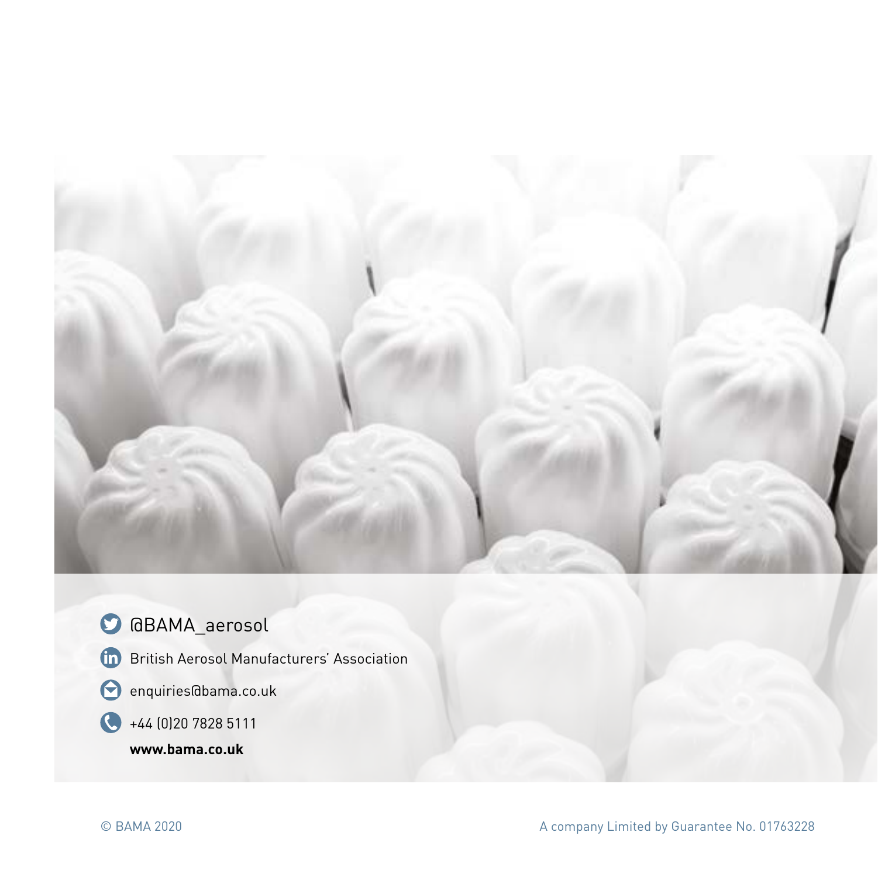@BAMA_aerosol

British Aerosol Manufacturers' Association

enquiries@bama.co.uk

+44 (0)20 7828 5111

**www.bama.co.uk**

© BAMA 2020

A company Limited by Guarantee No. 01763228